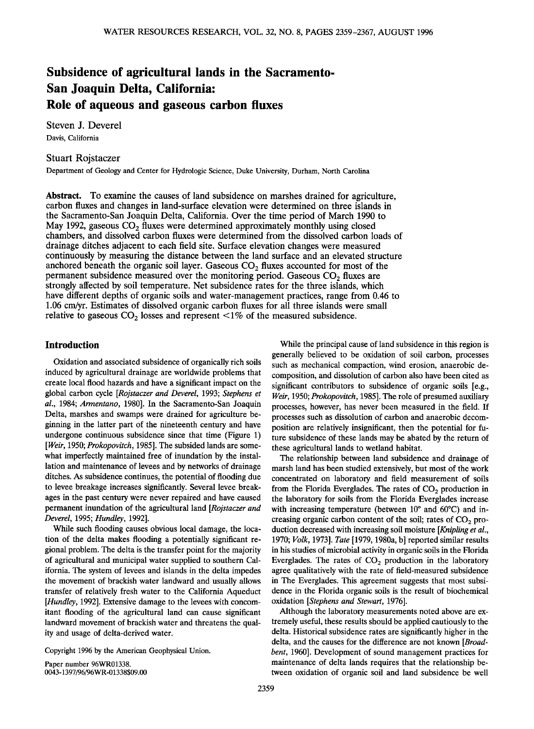# Subsidence of agricultural lands in the Sacramento-San Joaquin Delta, California: Role of aqueous and gaseous carbon fluxes

Steven J. Deverel
Davis, California

Stuart Rojstaczer
Department of Geology and Center for Hydrologic Science, Duke University, Durham, North Carolina

**Abstract.** To examine the causes of land subsidence on marshes drained for agriculture, carbon fluxes and changes in land-surface elevation were determined on three islands in the Sacramento-San Joaquin Delta, California. Over the time period of March 1990 to May 1992, gaseous $CO_2$ fluxes were determined approximately monthly using closed chambers, and dissolved carbon fluxes were determined from the dissolved carbon loads of drainage ditches adjacent to each field site. Surface elevation changes were measured continuously by measuring the distance between the land surface and an elevated structure anchored beneath the organic soil layer. Gaseous $CO_2$ fluxes accounted for most of the permanent subsidence measured over the monitoring period. Gaseous $CO_2$ fluxes are strongly affected by soil temperature. Net subsidence rates for the three islands, which have different depths of organic soils and water-management practices, range from 0.46 to 1.06 cm/yr. Estimates of dissolved organic carbon fluxes for all three islands were small relative to gaseous $CO_2$ losses and represent <1% of the measured subsidence.

## Introduction

Oxidation and associated subsidence of organically rich soils induced by agricultural drainage are worldwide problems that create local flood hazards and have a significant impact on the global carbon cycle [*Rojstaczer and Deverel*, 1993; *Stephens et al.*, 1984; *Armentano*, 1980]. In the Sacramento-San Joaquin Delta, marshes and swamps were drained for agriculture beginning in the latter part of the nineteenth century and have undergone continuous subsidence since that time (Figure 1) [*Weir*, 1950; *Prokopovitch*, 1985]. The subsided lands are somewhat imperfectly maintained free of inundation by the installation and maintenance of levees and by networks of drainage ditches. As subsidence continues, the potential of flooding due to levee breakage increases significantly. Several levee breakages in the past century were never repaired and have caused permanent inundation of the agricultural land [*Rojstaczer and Deverel*, 1995; *Hundley*, 1992].

While such flooding causes obvious local damage, the location of the delta makes flooding a potentially significant regional problem. The delta is the transfer point for the majority of agricultural and municipal water supplied to southern California. The system of levees and islands in the delta impedes the movement of brackish water landward and usually allows transfer of relatively fresh water to the California Aqueduct [*Hundley*, 1992]. Extensive damage to the levees with concomitant flooding of the agricultural land can cause significant landward movement of brackish water and threatens the quality and usage of delta-derived water.

Copyright 1996 by the American Geophysical Union.

Paper number 96WR01338.
0043-1397/96/96WR-01338$09.00

While the principal cause of land subsidence in this region is generally believed to be oxidation of soil carbon, processes such as mechanical compaction, wind erosion, anaerobic decomposition, and dissolution of carbon also have been cited as significant contributors to subsidence of organic soils [e.g., *Weir*, 1950; *Prokopovitch*, 1985]. The role of presumed auxiliary processes, however, has never been measured in the field. If processes such as dissolution of carbon and anaerobic decomposition are relatively insignificant, then the potential for future subsidence of these lands may be abated by the return of these agricultural lands to wetland habitat.

The relationship between land subsidence and drainage of marsh land has been studied extensively, but most of the work concentrated on laboratory and field measurement of soils from the Florida Everglades. The rates of $CO_2$ production in the laboratory for soils from the Florida Everglades increase with increasing temperature (between 10° and 60°C) and increasing organic carbon content of the soil; rates of $CO_2$ production decreased with increasing soil moisture [*Knipling et al.*, 1970; *Volk*, 1973]. *Tate* [1979, 1980a, b] reported similar results in his studies of microbial activity in organic soils in the Florida Everglades. The rates of $CO_2$ production in the laboratory agree qualitatively with the rate of field-measured subsidence in The Everglades. This agreement suggests that most subsidence in the Florida organic soils is the result of biochemical oxidation [*Stephens and Stewart*, 1976].

Although the laboratory measurements noted above are extremely useful, these results should be applied cautiously to the delta. Historical subsidence rates are significantly higher in the delta, and the causes for the difference are not known [*Broadbent*, 1960]. Development of sound management practices for maintenance of delta lands requires that the relationship between oxidation of organic soil and land subsidence be well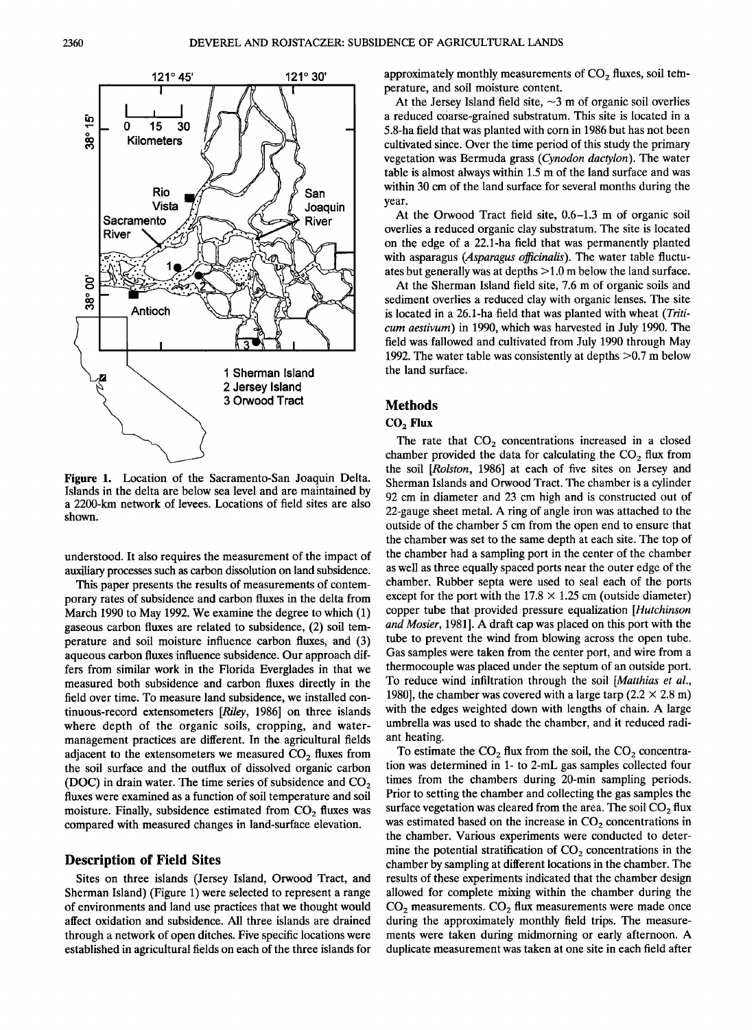Figure 1. Location of the Sacramento-San Joaquin Delta. Islands in the delta are below sea level and are maintained by a 2200-km network of levees. Locations of field sites are also shown.

understood. It also requires the measurement of the impact of auxiliary processes such as carbon dissolution on land subsidence.

This paper presents the results of measurements of contemporary rates of subsidence and carbon fluxes in the delta from March 1990 to May 1992. We examine the degree to which (1) gaseous carbon fluxes are related to subsidence, (2) soil temperature and soil moisture influence carbon fluxes, and (3) aqueous carbon fluxes influence subsidence. Our approach differs from similar work in the Florida Everglades in that we measured both subsidence and carbon fluxes directly in the field over time. To measure land subsidence, we installed continuous-record extensometers [*Riley*, 1986] on three islands where depth of the organic soils, cropping, and water-management practices are different. In the agricultural fields adjacent to the extensometers we measured $CO_2$ fluxes from the soil surface and the outflux of dissolved organic carbon (DOC) in drain water. The time series of subsidence and $CO_2$ fluxes were examined as a function of soil temperature and soil moisture. Finally, subsidence estimated from $CO_2$ fluxes was compared with measured changes in land-surface elevation.

## Description of Field Sites

Sites on three islands (Jersey Island, Orwood Tract, and Sherman Island) (Figure 1) were selected to represent a range of environments and land use practices that we thought would affect oxidation and subsidence. All three islands are drained through a network of open ditches. Five specific locations were established in agricultural fields on each of the three islands for approximately monthly measurements of $CO_2$ fluxes, soil temperature, and soil moisture content.

At the Jersey Island field site, ~3 m of organic soil overlies a reduced coarse-grained substratum. This site is located in a 5.8-ha field that was planted with corn in 1986 but has not been cultivated since. Over the time period of this study the primary vegetation was Bermuda grass (*Cynodon dactylon*). The water table is almost always within 1.5 m of the land surface and was within 30 cm of the land surface for several months during the year.

At the Orwood Tract field site, 0.6–1.3 m of organic soil overlies a reduced organic clay substratum. The site is located on the edge of a 22.1-ha field that was permanently planted with asparagus (*Asparagus officinalis*). The water table fluctuates but generally was at depths >1.0 m below the land surface.

At the Sherman Island field site, 7.6 m of organic soils and sediment overlies a reduced clay with organic lenses. The site is located in a 26.1-ha field that was planted with wheat (*Triticum aestivum*) in 1990, which was harvested in July 1990. The field was fallowed and cultivated from July 1990 through May 1992. The water table was consistently at depths >0.7 m below the land surface.

## Methods

### $CO_2$ Flux

The rate that $CO_2$ concentrations increased in a closed chamber provided the data for calculating the $CO_2$ flux from the soil [*Rolston*, 1986] at each of five sites on Jersey and Sherman Islands and Orwood Tract. The chamber is a cylinder 92 cm in diameter and 23 cm high and is constructed out of 22-gauge sheet metal. A ring of angle iron was attached to the outside of the chamber 5 cm from the open end to ensure that the chamber was set to the same depth at each site. The top of the chamber had a sampling port in the center of the chamber as well as three equally spaced ports near the outer edge of the chamber. Rubber septa were used to seal each of the ports except for the port with the 17.8 × 1.25 cm (outside diameter) copper tube that provided pressure equalization [*Hutchinson and Mosier*, 1981]. A draft cap was placed on this port with the tube to prevent the wind from blowing across the open tube. Gas samples were taken from the center port, and wire from a thermocouple was placed under the septum of an outside port. To reduce wind infiltration through the soil [*Matthias et al.*, 1980], the chamber was covered with a large tarp (2.2 × 2.8 m) with the edges weighted down with lengths of chain. A large umbrella was used to shade the chamber, and it reduced radiant heating.

To estimate the $CO_2$ flux from the soil, the $CO_2$ concentration was determined in 1- to 2-mL gas samples collected four times from the chambers during 20-min sampling periods. Prior to setting the chamber and collecting the gas samples the surface vegetation was cleared from the area. The soil $CO_2$ flux was estimated based on the increase in $CO_2$ concentrations in the chamber. Various experiments were conducted to determine the potential stratification of $CO_2$ concentrations in the chamber by sampling at different locations in the chamber. The results of these experiments indicated that the chamber design allowed for complete mixing within the chamber during the $CO_2$ measurements. $CO_2$ flux measurements were made once during the approximately monthly field trips. The measurements were taken during midmorning or early afternoon. A duplicate measurement was taken at one site in each field after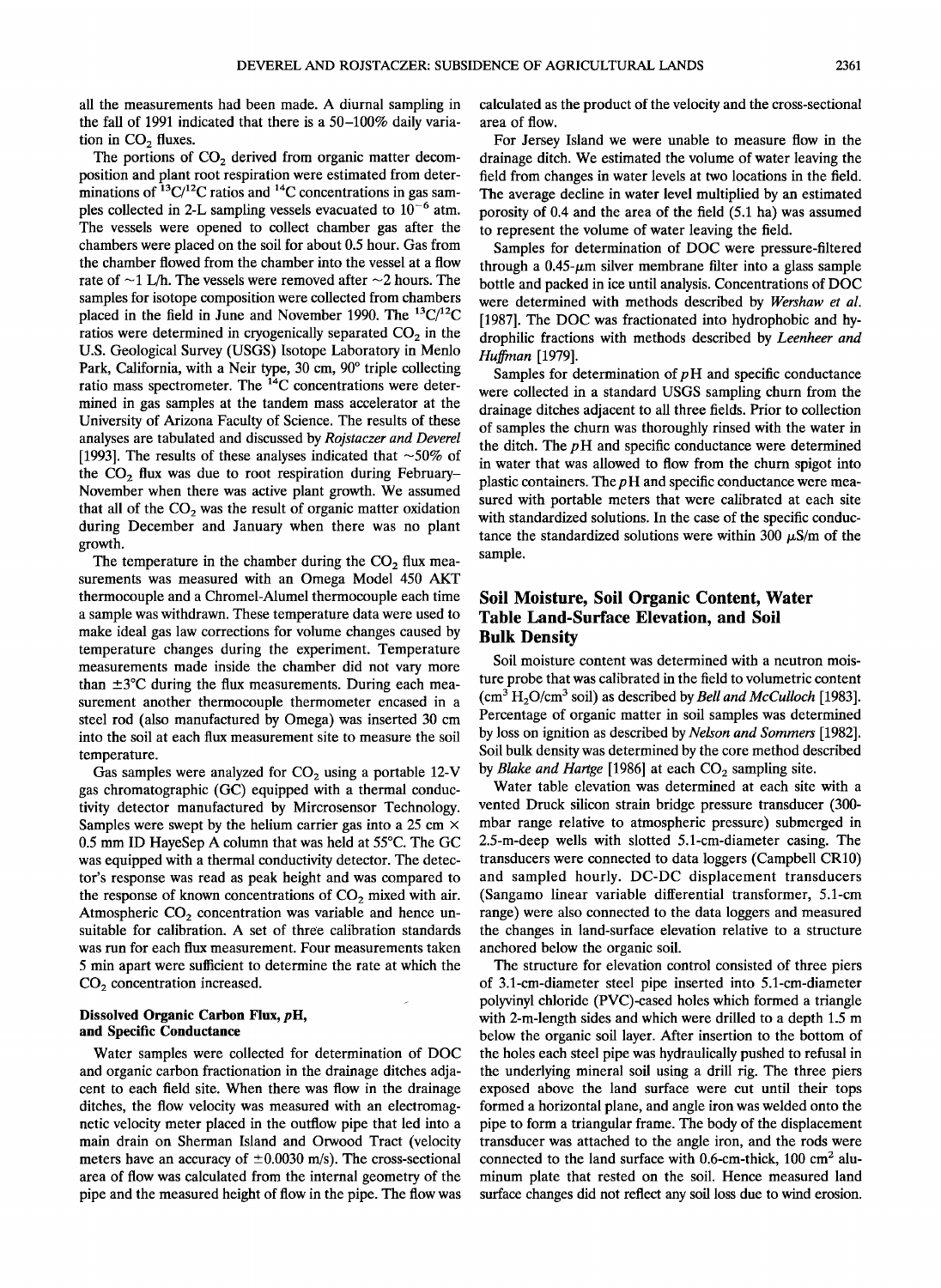all the measurements had been made. A diurnal sampling in the fall of 1991 indicated that there is a 50–100% daily variation in $CO_2$ fluxes.

The portions of $CO_2$ derived from organic matter decomposition and plant root respiration were estimated from determinations of $^{13}C/^{12}C$ ratios and $^{14}C$ concentrations in gas samples collected in 2-L sampling vessels evacuated to $10^{-6}$ atm. The vessels were opened to collect chamber gas after the chambers were placed on the soil for about 0.5 hour. Gas from the chamber flowed from the chamber into the vessel at a flow rate of ~1 L/h. The vessels were removed after ~2 hours. The samples for isotope composition were collected from chambers placed in the field in June and November 1990. The $^{13}C/^{12}C$ ratios were determined in cryogenically separated $CO_2$ in the U.S. Geological Survey (USGS) Isotope Laboratory in Menlo Park, California, with a Neir type, 30 cm, 90° triple collecting ratio mass spectrometer. The $^{14}C$ concentrations were determined in gas samples at the tandem mass accelerator at the University of Arizona Faculty of Science. The results of these analyses are tabulated and discussed by *Rojstaczer and Deverel* [1993]. The results of these analyses indicated that ~50% of the $CO_2$ flux was due to root respiration during February–November when there was active plant growth. We assumed that all of the $CO_2$ was the result of organic matter oxidation during December and January when there was no plant growth.

The temperature in the chamber during the $CO_2$ flux measurements was measured with an Omega Model 450 AKT thermocouple and a Chromel-Alumel thermocouple each time a sample was withdrawn. These temperature data were used to make ideal gas law corrections for volume changes caused by temperature changes during the experiment. Temperature measurements made inside the chamber did not vary more than ±3°C during the flux measurements. During each measurement another thermocouple thermometer encased in a steel rod (also manufactured by Omega) was inserted 30 cm into the soil at each flux measurement site to measure the soil temperature.

Gas samples were analyzed for $CO_2$ using a portable 12-V gas chromatographic (GC) equipped with a thermal conductivity detector manufactured by Mircrosensor Technology. Samples were swept by the helium carrier gas into a 25 cm × 0.5 mm ID HayeSep A column that was held at 55°C. The GC was equipped with a thermal conductivity detector. The detector's response was read as peak height and was compared to the response of known concentrations of $CO_2$ mixed with air. Atmospheric $CO_2$ concentration was variable and hence unsuitable for calibration. A set of three calibration standards was run for each flux measurement. Four measurements taken 5 min apart were sufficient to determine the rate at which the $CO_2$ concentration increased.

### Dissolved Organic Carbon Flux, pH, and Specific Conductance

Water samples were collected for determination of DOC and organic carbon fractionation in the drainage ditches adjacent to each field site. When there was flow in the drainage ditches, the flow velocity was measured with an electromagnetic velocity meter placed in the outflow pipe that led into a main drain on Sherman Island and Orwood Tract (velocity meters have an accuracy of ±0.0030 m/s). The cross-sectional area of flow was calculated from the internal geometry of the pipe and the measured height of flow in the pipe. The flow was calculated as the product of the velocity and the cross-sectional area of flow.

For Jersey Island we were unable to measure flow in the drainage ditch. We estimated the volume of water leaving the field from changes in water levels at two locations in the field. The average decline in water level multiplied by an estimated porosity of 0.4 and the area of the field (5.1 ha) was assumed to represent the volume of water leaving the field.

Samples for determination of DOC were pressure-filtered through a 0.45-μm silver membrane filter into a glass sample bottle and packed in ice until analysis. Concentrations of DOC were determined with methods described by *Wershaw et al.* [1987]. The DOC was fractionated into hydrophobic and hydrophilic fractions with methods described by *Leenheer and Huffman* [1979].

Samples for determination of pH and specific conductance were collected in a standard USGS sampling churn from the drainage ditches adjacent to all three fields. Prior to collection of samples the churn was thoroughly rinsed with the water in the ditch. The pH and specific conductance were determined in water that was allowed to flow from the churn spigot into plastic containers. The pH and specific conductance were measured with portable meters that were calibrated at each site with standardized solutions. In the case of the specific conductance the standardized solutions were within 300 μS/m of the sample.

## Soil Moisture, Soil Organic Content, Water Table Land-Surface Elevation, and Soil Bulk Density

Soil moisture content was determined with a neutron moisture probe that was calibrated in the field to volumetric content ($cm^3$ $H_2O$/$cm^3$ soil) as described by *Bell and McCulloch* [1983]. Percentage of organic matter in soil samples was determined by loss on ignition as described by *Nelson and Sommers* [1982]. Soil bulk density was determined by the core method described by *Blake and Hartge* [1986] at each $CO_2$ sampling site.

Water table elevation was determined at each site with a vented Druck silicon strain bridge pressure transducer (300-mbar range relative to atmospheric pressure) submerged in 2.5-m-deep wells with slotted 5.1-cm-diameter casing. The transducers were connected to data loggers (Campbell CR10) and sampled hourly. DC-DC displacement transducers (Sangamo linear variable differential transformer, 5.1-cm range) were also connected to the data loggers and measured the changes in land-surface elevation relative to a structure anchored below the organic soil.

The structure for elevation control consisted of three piers of 3.1-cm-diameter steel pipe inserted into 5.1-cm-diameter polyvinyl chloride (PVC)-cased holes which formed a triangle with 2-m-length sides and which were drilled to a depth 1.5 m below the organic soil layer. After insertion to the bottom of the holes each steel pipe was hydraulically pushed to refusal in the underlying mineral soil using a drill rig. The three piers exposed above the land surface were cut until their tops formed a horizontal plane, and angle iron was welded onto the pipe to form a triangular frame. The body of the displacement transducer was attached to the angle iron, and the rods were connected to the land surface with 0.6-cm-thick, 100 $cm^2$ aluminum plate that rested on the soil. Hence measured land surface changes did not reflect any soil loss due to wind erosion.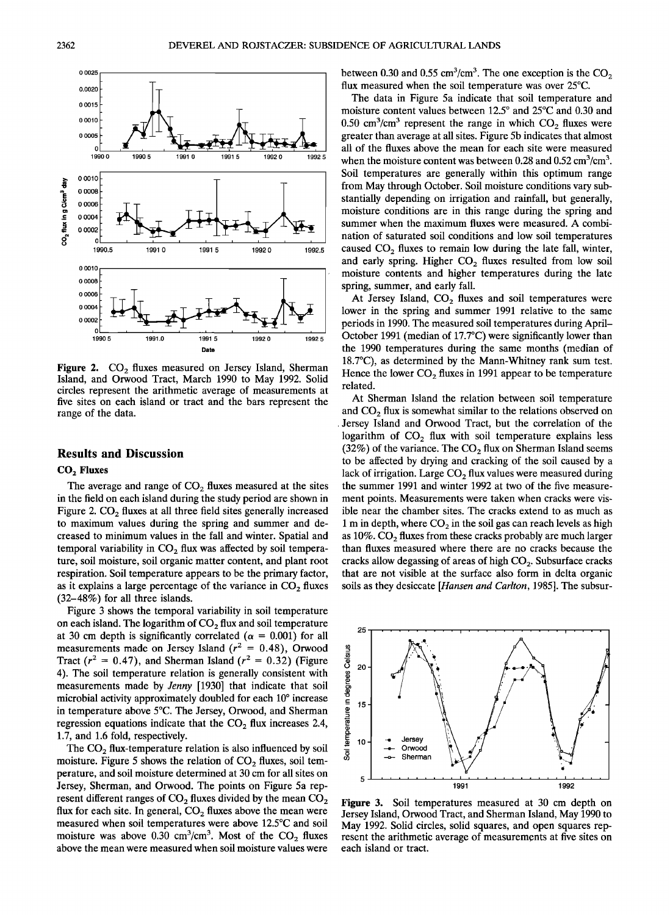Figure 2. $CO_2$ fluxes measured on Jersey Island, Sherman Island, and Orwood Tract, March 1990 to May 1992. Solid circles represent the arithmetic average of measurements at five sites on each island or tract and the bars represent the range of the data.

## Results and Discussion

### $CO_2$ Fluxes

The average and range of $CO_2$ fluxes measured at the sites in the field on each island during the study period are shown in Figure 2. $CO_2$ fluxes at all three field sites generally increased to maximum values during the spring and summer and decreased to minimum values in the fall and winter. Spatial and temporal variability in $CO_2$ flux was affected by soil temperature, soil moisture, soil organic matter content, and plant root respiration. Soil temperature appears to be the primary factor, as it explains a large percentage of the variance in $CO_2$ fluxes (32–48%) for all three islands.

Figure 3 shows the temporal variability in soil temperature on each island. The logarithm of $CO_2$ flux and soil temperature at 30 cm depth is significantly correlated ($\alpha = 0.001$) for all measurements made on Jersey Island ($r^2 = 0.48$), Orwood Tract ($r^2 = 0.47$), and Sherman Island ($r^2 = 0.32$) (Figure 4). The soil temperature relation is generally consistent with measurements made by *Jenny* [1930] that indicate that soil microbial activity approximately doubled for each 10° increase in temperature above 5°C. The Jersey, Orwood, and Sherman regression equations indicate that the $CO_2$ flux increases 2.4, 1.7, and 1.6 fold, respectively.

The $CO_2$ flux-temperature relation is also influenced by soil moisture. Figure 5 shows the relation of $CO_2$ fluxes, soil temperature, and soil moisture determined at 30 cm for all sites on Jersey, Sherman, and Orwood. The points on Figure 5a represent different ranges of $CO_2$ fluxes divided by the mean $CO_2$ flux for each site. In general, $CO_2$ fluxes above the mean were measured when soil temperatures were above 12.5°C and soil moisture was above 0.30 $cm^3/cm^3$. Most of the $CO_2$ fluxes above the mean were measured when soil moisture values were between 0.30 and 0.55 $cm^3/cm^3$. The one exception is the $CO_2$ flux measured when the soil temperature was over 25°C.

The data in Figure 5a indicate that soil temperature and moisture content values between 12.5° and 25°C and 0.30 and 0.50 $cm^3/cm^3$ represent the range in which $CO_2$ fluxes were greater than average at all sites. Figure 5b indicates that almost all of the fluxes above the mean for each site were measured when the moisture content was between 0.28 and 0.52 $cm^3/cm^3$. Soil temperatures are generally within this optimum range from May through October. Soil moisture conditions vary substantially depending on irrigation and rainfall, but generally, moisture conditions are in this range during the spring and summer when the maximum fluxes were measured. A combination of saturated soil conditions and low soil temperatures caused $CO_2$ fluxes to remain low during the late fall, winter, and early spring. Higher $CO_2$ fluxes resulted from low soil moisture contents and higher temperatures during the late spring, summer, and early fall.

At Jersey Island, $CO_2$ fluxes and soil temperatures were lower in the spring and summer 1991 relative to the same periods in 1990. The measured soil temperatures during April–October 1991 (median of 17.7°C) were significantly lower than the 1990 temperatures during the same months (median of 18.7°C), as determined by the Mann-Whitney rank sum test. Hence the lower $CO_2$ fluxes in 1991 appear to be temperature related.

At Sherman Island the relation between soil temperature and $CO_2$ flux is somewhat similar to the relations observed on Jersey Island and Orwood Tract, but the correlation of the logarithm of $CO_2$ flux with soil temperature explains less (32%) of the variance. The $CO_2$ flux on Sherman Island seems to be affected by drying and cracking of the soil caused by a lack of irrigation. Large $CO_2$ flux values were measured during the summer 1991 and winter 1992 at two of the five measurement points. Measurements were taken when cracks were visible near the chamber sites. The cracks extend to as much as 1 m in depth, where $CO_2$ in the soil gas can reach levels as high as 10%. $CO_2$ fluxes from these cracks probably are much larger than fluxes measured where there are no cracks because the cracks allow degassing of areas of high $CO_2$. Subsurface cracks that are not visible at the surface also form in delta organic soils as they desiccate [*Hansen and Carlton*, 1985]. The subsur-

Figure 3. Soil temperatures measured at 30 cm depth on Jersey Island, Orwood Tract, and Sherman Island, May 1990 to May 1992. Solid circles, solid squares, and open squares represent the arithmetic average of measurements at five sites on each island or tract.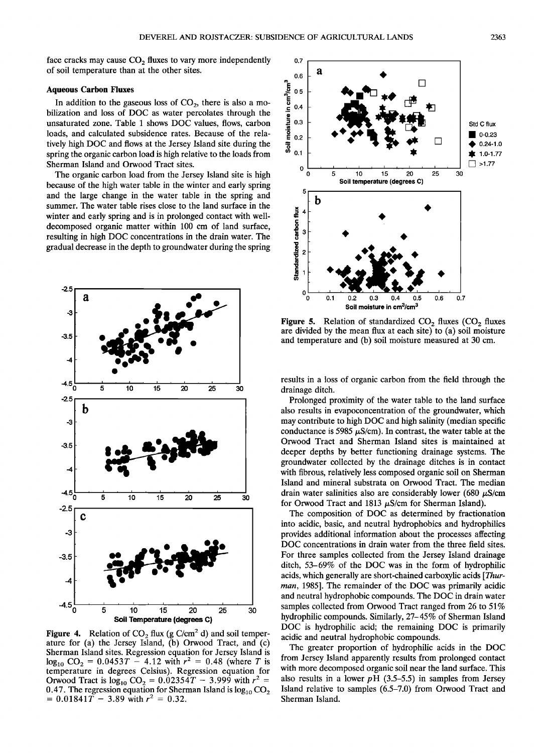face cracks may cause $CO_2$ fluxes to vary more independently of soil temperature than at the other sites.

### Aqueous Carbon Fluxes

In addition to the gaseous loss of $CO_2$, there is also a mobilization and loss of DOC as water percolates through the unsaturated zone. Table 1 shows DOC values, flows, carbon loads, and calculated subsidence rates. Because of the relatively high DOC and flows at the Jersey Island site during the spring the organic carbon load is high relative to the loads from Sherman Island and Orwood Tract sites.

The organic carbon load from the Jersey Island site is high because of the high water table in the winter and early spring and the large change in the water table in the spring and summer. The water table rises close to the land surface in the winter and early spring and is in prolonged contact with well-decomposed organic matter within 100 cm of land surface, resulting in high DOC concentrations in the drain water. The gradual decrease in the depth to groundwater during the spring results in a loss of organic carbon from the field through the drainage ditch.

Figure 4. Relation of $CO_2$ flux (g C/cm$^2$ d) and soil temperature for (a) the Jersey Island, (b) Orwood Tract, and (c) Sherman Island sites. Regression equation for Jersey Island is $\log_{10} CO_2 = 0.0453T - 4.12$ with $r^2 = 0.48$ (where $T$ is temperature in degrees Celsius). Regression equation for Orwood Tract is $\log_{10} CO_2 = 0.02354T - 3.999$ with $r^2 = 0.47$. The regression equation for Sherman Island is $\log_{10} CO_2 = 0.01841T - 3.89$ with $r^2 = 0.32$.

Figure 5. Relation of standardized $CO_2$ fluxes ($CO_2$ fluxes are divided by the mean flux at each site) to (a) soil moisture and temperature and (b) soil moisture measured at 30 cm.

Prolonged proximity of the water table to the land surface also results in evapoconcentration of the groundwater, which may contribute to high DOC and high salinity (median specific conductance is 5985 $\mu$S/cm). In contrast, the water table at the Orwood Tract and Sherman Island sites is maintained at deeper depths by better functioning drainage systems. The groundwater collected by the drainage ditches is in contact with fibrous, relatively less composed organic soil on Sherman Island and mineral substrata on Orwood Tract. The median drain water salinities also are considerably lower (680 $\mu$S/cm for Orwood Tract and 1813 $\mu$S/cm for Sherman Island).

The composition of DOC as determined by fractionation into acidic, basic, and neutral hydrophobics and hydrophilics provides additional information about the processes affecting DOC concentrations in drain water from the three field sites. For three samples collected from the Jersey Island drainage ditch, 53–69% of the DOC was in the form of hydrophilic acids, which generally are short-chained carboxylic acids [*Thurman*, 1985]. The remainder of the DOC was primarily acidic and neutral hydrophobic compounds. The DOC in drain water samples collected from Orwood Tract ranged from 26 to 51% hydrophilic compounds. Similarly, 27–45% of Sherman Island DOC is hydrophilic acid; the remaining DOC is primarily acidic and neutral hydrophobic compounds.

The greater proportion of hydrophilic acids in the DOC from Jersey Island apparently results from prolonged contact with more decomposed organic soil near the land surface. This also results in a lower pH (3.5–5.5) in samples from Jersey Island relative to samples (6.5–7.0) from Orwood Tract and Sherman Island.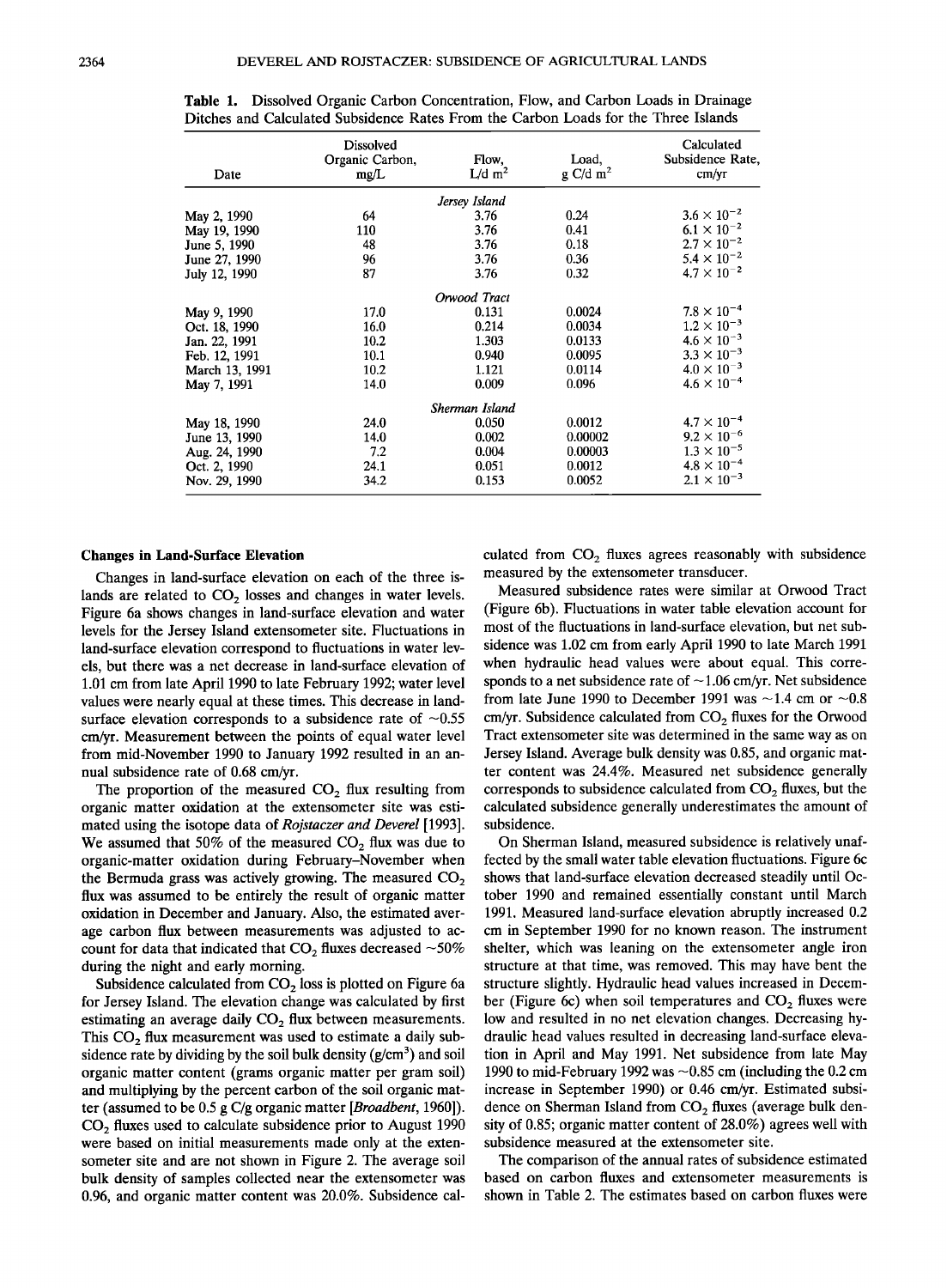**Table 1.** Dissolved Organic Carbon Concentration, Flow, and Carbon Loads in Drainage Ditches and Calculated Subsidence Rates From the Carbon Loads for the Three Islands

| Date | Dissolved Organic Carbon, mg/L | Flow, L/d m$^2$ | Load, g C/d m$^2$ | Calculated Subsidence Rate, cm/yr |
|---|---|---|---|---|
| | | *Jersey Island* | | |
| May 2, 1990 | 64 | 3.76 | 0.24 | $3.6 \times 10^{-2}$ |
| May 19, 1990 | 110 | 3.76 | 0.41 | $6.1 \times 10^{-2}$ |
| June 5, 1990 | 48 | 3.76 | 0.18 | $2.7 \times 10^{-2}$ |
| June 27, 1990 | 96 | 3.76 | 0.36 | $5.4 \times 10^{-2}$ |
| July 12, 1990 | 87 | 3.76 | 0.32 | $4.7 \times 10^{-2}$ |
| | | *Orwood Tract* | | |
| May 9, 1990 | 17.0 | 0.131 | 0.0024 | $7.8 \times 10^{-4}$ |
| Oct. 18, 1990 | 16.0 | 0.214 | 0.0034 | $1.2 \times 10^{-3}$ |
| Jan. 22, 1991 | 10.2 | 1.303 | 0.0133 | $4.6 \times 10^{-3}$ |
| Feb. 12, 1991 | 10.1 | 0.940 | 0.0095 | $3.3 \times 10^{-3}$ |
| March 13, 1991 | 10.2 | 1.121 | 0.0114 | $4.0 \times 10^{-3}$ |
| May 7, 1991 | 14.0 | 0.009 | 0.096 | $4.6 \times 10^{-4}$ |
| | | *Sherman Island* | | |
| May 18, 1990 | 24.0 | 0.050 | 0.0012 | $4.7 \times 10^{-4}$ |
| June 13, 1990 | 14.0 | 0.002 | 0.00002 | $9.2 \times 10^{-6}$ |
| Aug. 24, 1990 | 7.2 | 0.004 | 0.00003 | $1.3 \times 10^{-5}$ |
| Oct. 2, 1990 | 24.1 | 0.051 | 0.0012 | $4.8 \times 10^{-4}$ |
| Nov. 29, 1990 | 34.2 | 0.153 | 0.0052 | $2.1 \times 10^{-3}$ |

### Changes in Land-Surface Elevation

Changes in land-surface elevation on each of the three islands are related to $CO_2$ losses and changes in water levels. Figure 6a shows changes in land-surface elevation and water levels for the Jersey Island extensometer site. Fluctuations in land-surface elevation correspond to fluctuations in water levels, but there was a net decrease in land-surface elevation of 1.01 cm from late April 1990 to late February 1992; water level values were nearly equal at these times. This decrease in land-surface elevation corresponds to a subsidence rate of ~0.55 cm/yr. Measurement between the points of equal water level from mid-November 1990 to January 1992 resulted in an annual subsidence rate of 0.68 cm/yr.

The proportion of the measured $CO_2$ flux resulting from organic matter oxidation at the extensometer site was estimated using the isotope data of *Rojstaczer and Deverel* [1993]. We assumed that 50% of the measured $CO_2$ flux was due to organic-matter oxidation during February–November when the Bermuda grass was actively growing. The measured $CO_2$ flux was assumed to be entirely the result of organic matter oxidation in December and January. Also, the estimated average carbon flux between measurements was adjusted to account for data that indicated that $CO_2$ fluxes decreased ~50% during the night and early morning.

Subsidence calculated from $CO_2$ loss is plotted on Figure 6a for Jersey Island. The elevation change was calculated by first estimating an average daily $CO_2$ flux between measurements. This $CO_2$ flux measurement was used to estimate a daily subsidence rate by dividing by the soil bulk density (g/cm$^3$) and soil organic matter content (grams organic matter per gram soil) and multiplying by the percent carbon of the soil organic matter (assumed to be 0.5 g C/g organic matter [*Broadbent*, 1960]). $CO_2$ fluxes used to calculate subsidence prior to August 1990 were based on initial measurements made only at the extensometer site and are not shown in Figure 2. The average soil bulk density of samples collected near the extensometer was 0.96, and organic matter content was 20.0%. Subsidence calculated from $CO_2$ fluxes agrees reasonably with subsidence measured by the extensometer transducer.

Measured subsidence rates were similar at Orwood Tract (Figure 6b). Fluctuations in water table elevation account for most of the fluctuations in land-surface elevation, but net subsidence was 1.02 cm from early April 1990 to late March 1991 when hydraulic head values were about equal. This corresponds to a net subsidence rate of ~1.06 cm/yr. Net subsidence from late June 1990 to December 1991 was ~1.4 cm or ~0.8 cm/yr. Subsidence calculated from $CO_2$ fluxes for the Orwood Tract extensometer site was determined in the same way as on Jersey Island. Average bulk density was 0.85, and organic matter content was 24.4%. Measured net subsidence generally corresponds to subsidence calculated from $CO_2$ fluxes, but the calculated subsidence generally underestimates the amount of subsidence.

On Sherman Island, measured subsidence is relatively unaffected by the small water table elevation fluctuations. Figure 6c shows that land-surface elevation decreased steadily until October 1990 and remained essentially constant until March 1991. Measured land-surface elevation abruptly increased 0.2 cm in September 1990 for no known reason. The instrument shelter, which was leaning on the extensometer angle iron structure at that time, was removed. This may have bent the structure slightly. Hydraulic head values increased in December (Figure 6c) when soil temperatures and $CO_2$ fluxes were low and resulted in no net elevation changes. Decreasing hydraulic head values resulted in decreasing land-surface elevation in April and May 1991. Net subsidence from late May 1990 to mid-February 1992 was ~0.85 cm (including the 0.2 cm increase in September 1990) or 0.46 cm/yr. Estimated subsidence on Sherman Island from $CO_2$ fluxes (average bulk density of 0.85; organic matter content of 28.0%) agrees well with subsidence measured at the extensometer site.

The comparison of the annual rates of subsidence estimated based on carbon fluxes and extensometer measurements is shown in Table 2. The estimates based on carbon fluxes were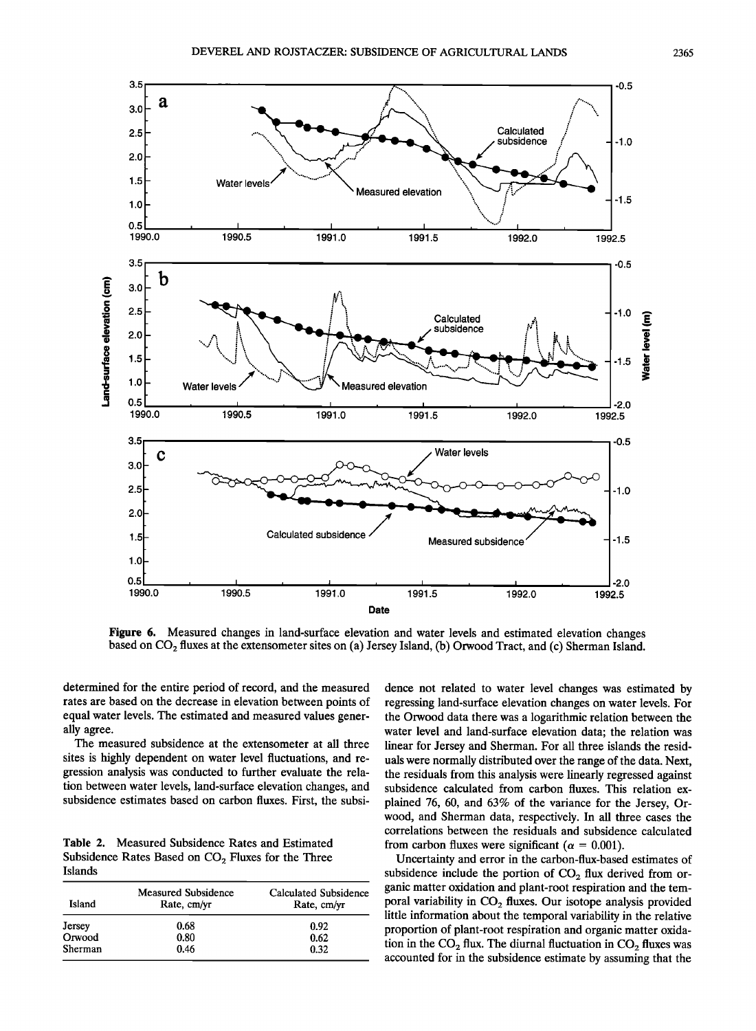Figure 6. Measured changes in land-surface elevation and water levels and estimated elevation changes based on $CO_2$ fluxes at the extensometer sites on (a) Jersey Island, (b) Orwood Tract, and (c) Sherman Island.

determined for the entire period of record, and the measured rates are based on the decrease in elevation between points of equal water levels. The estimated and measured values generally agree.

The measured subsidence at the extensometer at all three sites is highly dependent on water level fluctuations, and regression analysis was conducted to further evaluate the relation between water levels, land-surface elevation changes, and subsidence estimates based on carbon fluxes. First, the subsidence not related to water level changes was estimated by regressing land-surface elevation changes on water levels. For the Orwood data there was a logarithmic relation between the water level and land-surface elevation data; the relation was linear for Jersey and Sherman. For all three islands the residuals were normally distributed over the range of the data. Next, the residuals from this analysis were linearly regressed against subsidence calculated from carbon fluxes. This relation explained 76, 60, and 63% of the variance for the Jersey, Orwood, and Sherman data, respectively. In all three cases the correlations between the residuals and subsidence calculated from carbon fluxes were significant ($\alpha$ = 0.001).

**Table 2.** Measured Subsidence Rates and Estimated Subsidence Rates Based on $CO_2$ Fluxes for the Three Islands

| Island | Measured Subsidence Rate, cm/yr | Calculated Subsidence Rate, cm/yr |
|---|---|---|
| Jersey | 0.68 | 0.92 |
| Orwood | 0.80 | 0.62 |
| Sherman | 0.46 | 0.32 |

Uncertainty and error in the carbon-flux-based estimates of subsidence include the portion of $CO_2$ flux derived from organic matter oxidation and plant-root respiration and the temporal variability in $CO_2$ fluxes. Our isotope analysis provided little information about the temporal variability in the relative proportion of plant-root respiration and organic matter oxidation in the $CO_2$ flux. The diurnal fluctuation in $CO_2$ fluxes was accounted for in the subsidence estimate by assuming that the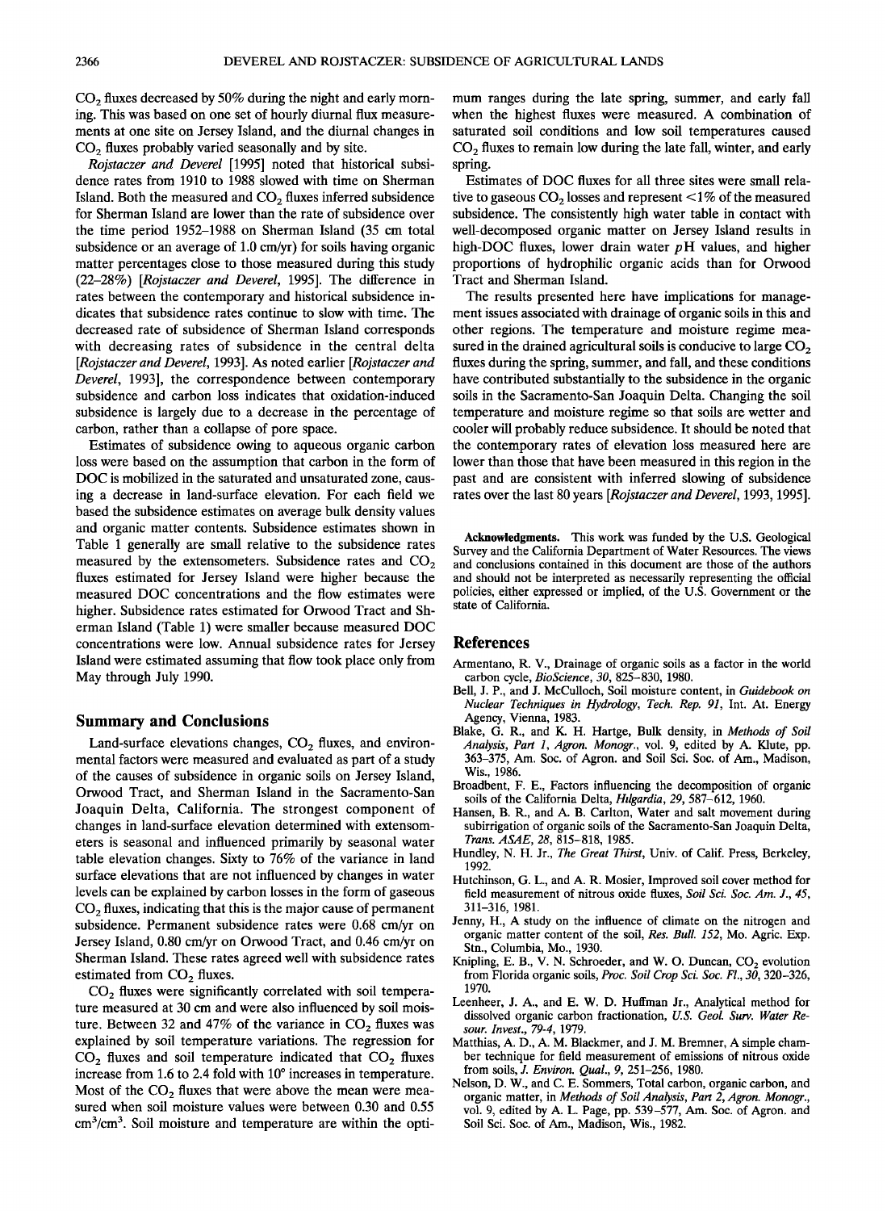$CO_2$ fluxes decreased by 50% during the night and early morning. This was based on one set of hourly diurnal flux measurements at one site on Jersey Island, and the diurnal changes in $CO_2$ fluxes probably varied seasonally and by site.

*Rojstaczer and Deverel* [1995] noted that historical subsidence rates from 1910 to 1988 slowed with time on Sherman Island. Both the measured and $CO_2$ fluxes inferred subsidence for Sherman Island are lower than the rate of subsidence over the time period 1952–1988 on Sherman Island (35 cm total subsidence or an average of 1.0 cm/yr) for soils having organic matter percentages close to those measured during this study (22–28%) [*Rojstaczer and Deverel*, 1995]. The difference in rates between the contemporary and historical subsidence indicates that subsidence rates continue to slow with time. The decreased rate of subsidence of Sherman Island corresponds with decreasing rates of subsidence in the central delta [*Rojstaczer and Deverel*, 1993]. As noted earlier [*Rojstaczer and Deverel*, 1993], the correspondence between contemporary subsidence and carbon loss indicates that oxidation-induced subsidence is largely due to a decrease in the percentage of carbon, rather than a collapse of pore space.

Estimates of subsidence owing to aqueous organic carbon loss were based on the assumption that carbon in the form of DOC is mobilized in the saturated and unsaturated zone, causing a decrease in land-surface elevation. For each field we based the subsidence estimates on average bulk density values and organic matter contents. Subsidence estimates shown in Table 1 generally are small relative to the subsidence rates measured by the extensometers. Subsidence rates and $CO_2$ fluxes estimated for Jersey Island were higher because the measured DOC concentrations and the flow estimates were higher. Subsidence rates estimated for Orwood Tract and Sherman Island (Table 1) were smaller because measured DOC concentrations were low. Annual subsidence rates for Jersey Island were estimated assuming that flow took place only from May through July 1990.

## Summary and Conclusions

Land-surface elevations changes, $CO_2$ fluxes, and environmental factors were measured and evaluated as part of a study of the causes of subsidence in organic soils on Jersey Island, Orwood Tract, and Sherman Island in the Sacramento-San Joaquin Delta, California. The strongest component of changes in land-surface elevation determined with extensometers is seasonal and influenced primarily by seasonal water table elevation changes. Sixty to 76% of the variance in land surface elevations that are not influenced by changes in water levels can be explained by carbon losses in the form of gaseous $CO_2$ fluxes, indicating that this is the major cause of permanent subsidence. Permanent subsidence rates were 0.68 cm/yr on Jersey Island, 0.80 cm/yr on Orwood Tract, and 0.46 cm/yr on Sherman Island. These rates agreed well with subsidence rates estimated from $CO_2$ fluxes.

$CO_2$ fluxes were significantly correlated with soil temperature measured at 30 cm and were also influenced by soil moisture. Between 32 and 47% of the variance in $CO_2$ fluxes was explained by soil temperature variations. The regression for $CO_2$ fluxes and soil temperature indicated that $CO_2$ fluxes increase from 1.6 to 2.4 fold with 10° increases in temperature. Most of the $CO_2$ fluxes that were above the mean were measured when soil moisture values were between 0.30 and 0.55 $cm^3/cm^3$. Soil moisture and temperature are within the optimum ranges during the late spring, summer, and early fall when the highest fluxes were measured. A combination of saturated soil conditions and low soil temperatures caused $CO_2$ fluxes to remain low during the late fall, winter, and early spring.

Estimates of DOC fluxes for all three sites were small relative to gaseous $CO_2$ losses and represent <1% of the measured subsidence. The consistently high water table in contact with well-decomposed organic matter on Jersey Island results in high-DOC fluxes, lower drain water *p*H values, and higher proportions of hydrophilic organic acids than for Orwood Tract and Sherman Island.

The results presented here have implications for management issues associated with drainage of organic soils in this and other regions. The temperature and moisture regime measured in the drained agricultural soils is conducive to large $CO_2$ fluxes during the spring, summer, and fall, and these conditions have contributed substantially to the subsidence in the organic soils in the Sacramento-San Joaquin Delta. Changing the soil temperature and moisture regime so that soils are wetter and cooler will probably reduce subsidence. It should be noted that the contemporary rates of elevation loss measured here are lower than those that have been measured in this region in the past and are consistent with inferred slowing of subsidence rates over the last 80 years [*Rojstaczer and Deverel*, 1993, 1995].

**Acknowledgments.** This work was funded by the U.S. Geological Survey and the California Department of Water Resources. The views and conclusions contained in this document are those of the authors and should not be interpreted as necessarily representing the official policies, either expressed or implied, of the U.S. Government or the state of California.

## References

Armentano, R. V., Drainage of organic soils as a factor in the world carbon cycle, *BioScience*, *30*, 825–830, 1980.

Bell, J. P., and J. McCulloch, Soil moisture content, in *Guidebook on Nuclear Techniques in Hydrology*, *Tech. Rep. 91*, Int. At. Energy Agency, Vienna, 1983.

Blake, G. R., and K. H. Hartge, Bulk density, in *Methods of Soil Analysis, Part 1, Agron. Monogr.*, vol. 9, edited by A. Klute, pp. 363–375, Am. Soc. of Agron. and Soil Sci. Soc. of Am., Madison, Wis., 1986.

Broadbent, F. E., Factors influencing the decomposition of organic soils of the California Delta, *Hilgardia*, *29*, 587–612, 1960.

Hansen, B. R., and A. B. Carlton, Water and salt movement during subirrigation of organic soils of the Sacramento-San Joaquin Delta, *Trans. ASAE*, *28*, 815–818, 1985.

Hundley, N. H. Jr., *The Great Thirst*, Univ. of Calif. Press, Berkeley, 1992.

Hutchinson, G. L., and A. R. Mosier, Improved soil cover method for field measurement of nitrous oxide fluxes, *Soil Sci. Soc. Am. J.*, *45*, 311–316, 1981.

Jenny, H., A study on the influence of climate on the nitrogen and organic matter content of the soil, *Res. Bull. 152*, Mo. Agric. Exp. Stn., Columbia, Mo., 1930.

Knipling, E. B., V. N. Schroeder, and W. O. Duncan, $CO_2$ evolution from Florida organic soils, *Proc. Soil Crop Sci. Soc. Fl.*, *30*, 320–326, 1970.

Leenheer, J. A., and E. W. D. Huffman Jr., Analytical method for dissolved organic carbon fractionation, *U.S. Geol. Surv. Water Resour. Invest.*, *79-4*, 1979.

Matthias, A. D., A. M. Blackmer, and J. M. Bremner, A simple chamber technique for field measurement of emissions of nitrous oxide from soils, *J. Environ. Qual.*, *9*, 251–256, 1980.

Nelson, D. W., and C. E. Sommers, Total carbon, organic carbon, and organic matter, in *Methods of Soil Analysis, Part 2, Agron. Monogr.*, vol. 9, edited by A. L. Page, pp. 539–577, Am. Soc. of Agron. and Soil Sci. Soc. of Am., Madison, Wis., 1982.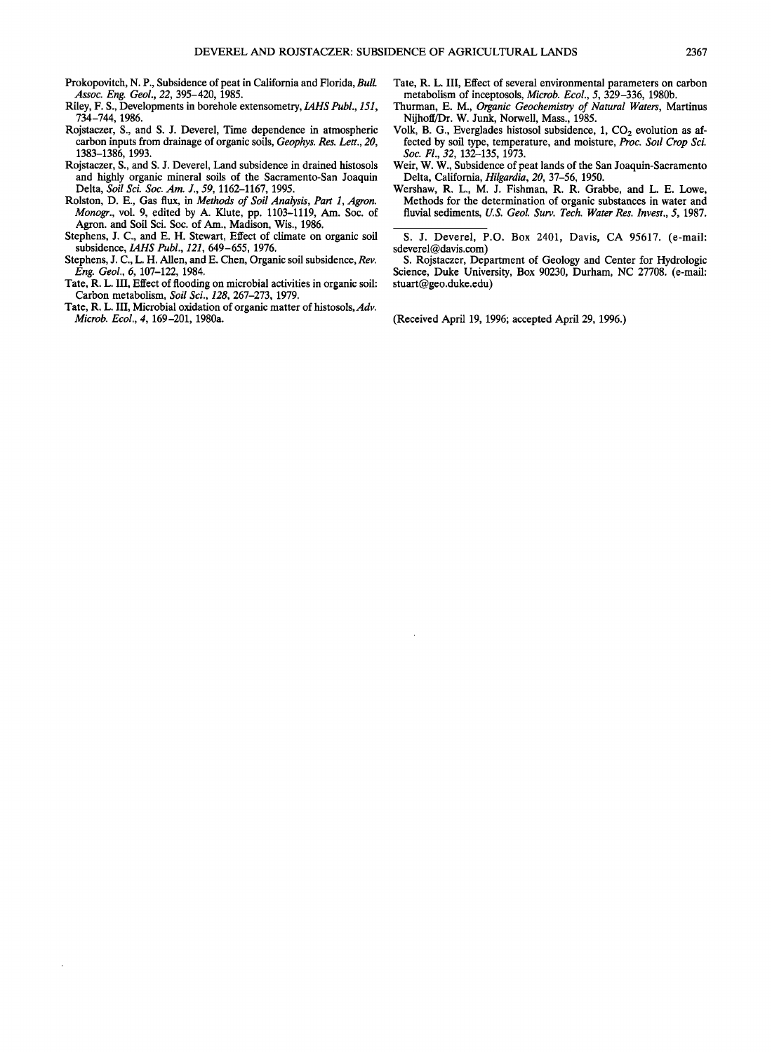Prokopovitch, N. P., Subsidence of peat in California and Florida, *Bull. Assoc. Eng. Geol., 22,* 395–420, 1985.

Riley, F. S., Developments in borehole extensometry, *IAHS Publ., 151,* 734–744, 1986.

Rojstaczer, S., and S. J. Deverel, Time dependence in atmospheric carbon inputs from drainage of organic soils, *Geophys. Res. Lett., 20,* 1383–1386, 1993.

Rojstaczer, S., and S. J. Deverel, Land subsidence in drained histosols and highly organic mineral soils of the Sacramento-San Joaquin Delta, *Soil Sci. Soc. Am. J., 59,* 1162–1167, 1995.

Rolston, D. E., Gas flux, in *Methods of Soil Analysis, Part 1, Agron. Monogr.,* vol. 9, edited by A. Klute, pp. 1103–1119, Am. Soc. of Agron. and Soil Sci. Soc. of Am., Madison, Wis., 1986.

Stephens, J. C., and E. H. Stewart, Effect of climate on organic soil subsidence, *IAHS Publ., 121,* 649–655, 1976.

Stephens, J. C., L. H. Allen, and E. Chen, Organic soil subsidence, *Rev. Eng. Geol., 6,* 107–122, 1984.

Tate, R. L. III, Effect of flooding on microbial activities in organic soil: Carbon metabolism, *Soil Sci., 128,* 267–273, 1979.

Tate, R. L. III, Microbial oxidation of organic matter of histosols, *Adv. Microb. Ecol., 4,* 169–201, 1980a.

Tate, R. L. III, Effect of several environmental parameters on carbon metabolism of inceptosols, *Microb. Ecol., 5,* 329–336, 1980b.

Thurman, E. M., *Organic Geochemistry of Natural Waters,* Martinus Nijhoff/Dr. W. Junk, Norwell, Mass., 1985.

Volk, B. G., Everglades histosol subsidence, 1, $CO_2$ evolution as affected by soil type, temperature, and moisture, *Proc. Soil Crop Sci. Soc. Fl., 32,* 132–135, 1973.

Weir, W. W., Subsidence of peat lands of the San Joaquin-Sacramento Delta, California, *Hilgardia, 20,* 37–56, 1950.

Wershaw, R. L., M. J. Fishman, R. R. Grabbe, and L. E. Lowe, Methods for the determination of organic substances in water and fluvial sediments, *U.S. Geol. Surv. Tech. Water Res. Invest., 5,* 1987.

---

S. J. Deverel, P.O. Box 2401, Davis, CA 95617. (e-mail: sdeverel@davis.com)

S. Rojstaczer, Department of Geology and Center for Hydrologic Science, Duke University, Box 90230, Durham, NC 27708. (e-mail: stuart@geo.duke.edu)

(Received April 19, 1996; accepted April 29, 1996.)